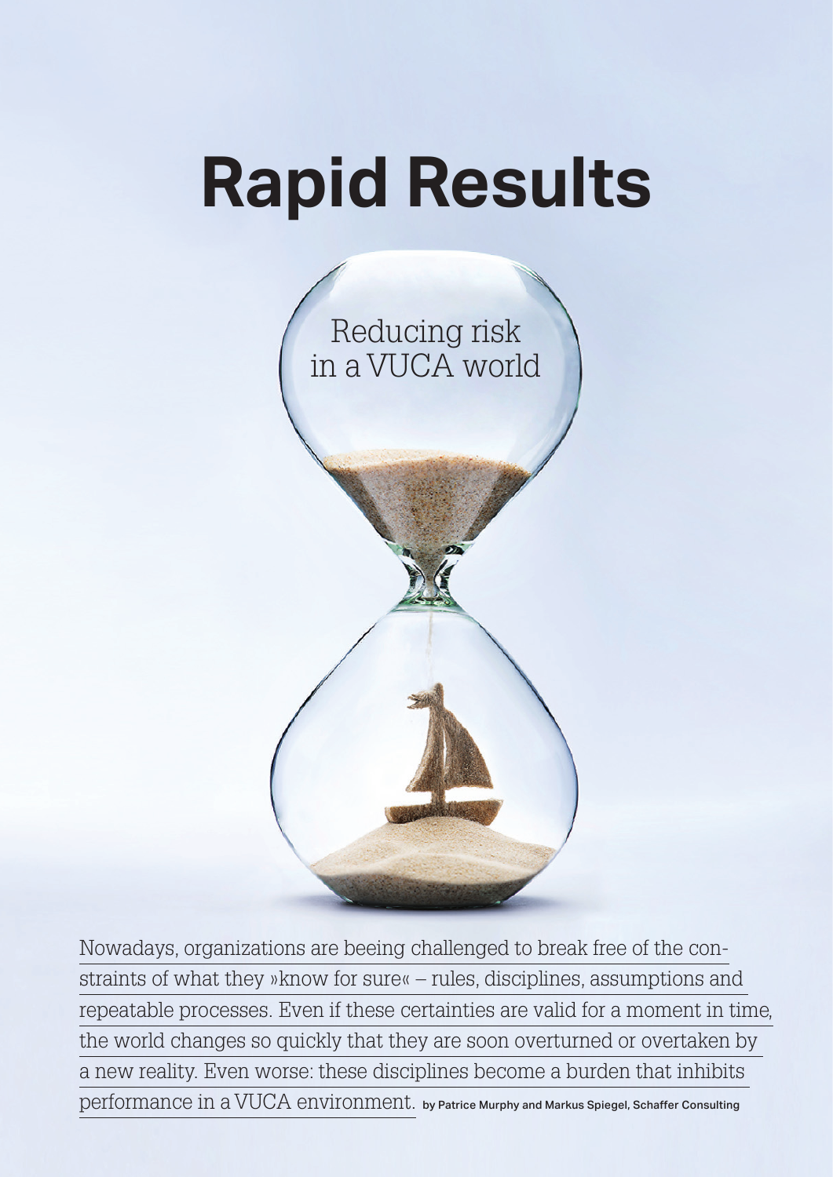# Rapid Results

## Reducing risk in a VUCA world

Nowadays, organizations are beeing challenged to break free of the constraints of what they »know for sure« – rules, disciplines, assumptions and repeatable processes. Even if these certainties are valid for a moment in time, the world changes so quickly that they are soon overturned or overtaken by a new reality. Even worse: these disciplines become a burden that inhibits performance in a VUCA environment.

by Patrice Murphy and Markus Spiegel, Schaffer Consulting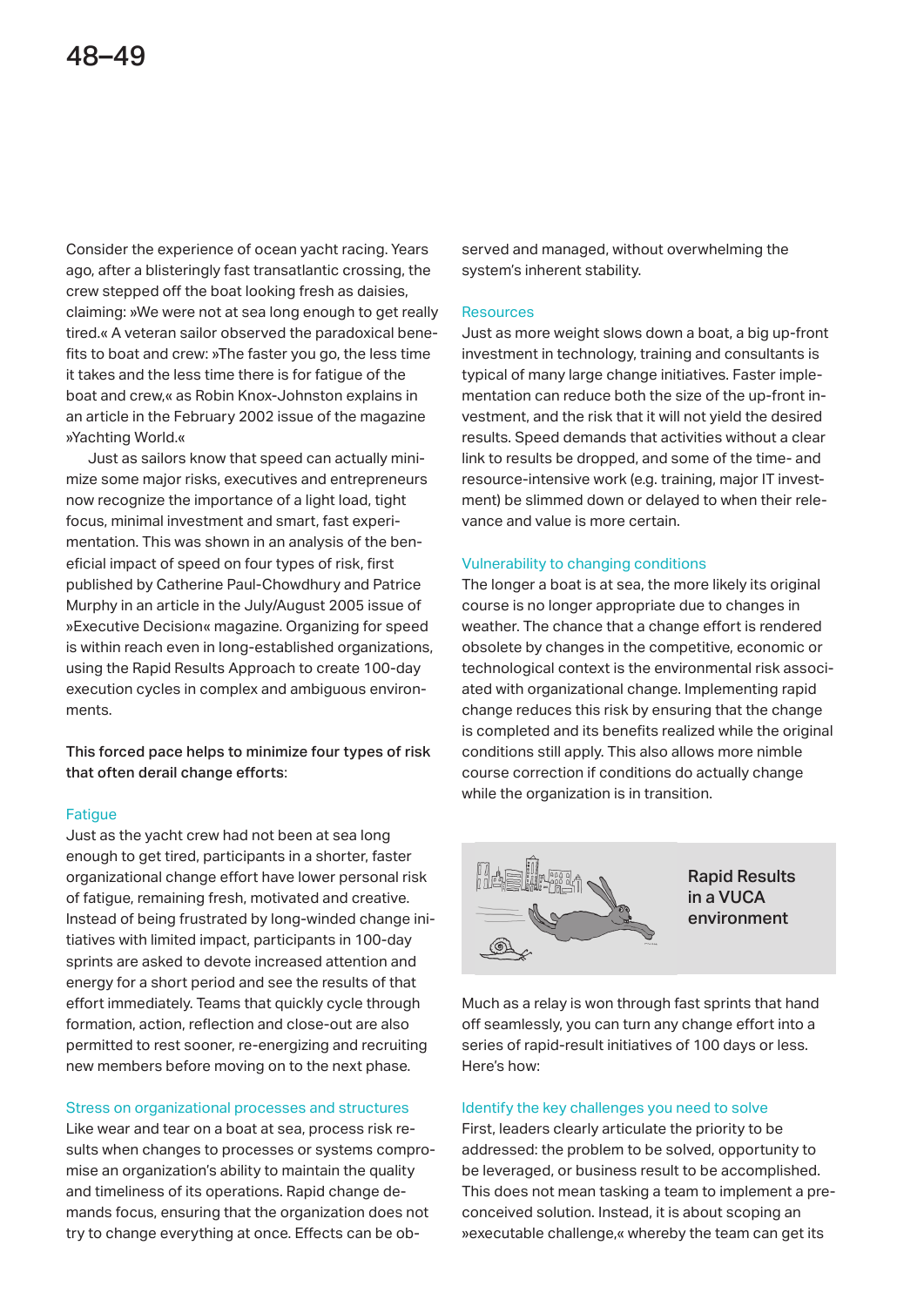Consider the experience of ocean yacht racing. Years ago, after a blisteringly fast transatlantic crossing, the crew stepped off the boat looking fresh as daisies, claiming: »We were not at sea long enough to get really tired.« A veteran sailor observed the paradoxical benefits to boat and crew: »The faster you go, the less time it takes and the less time there is for fatigue of the boat and crew,« as Robin Knox-Johnston explains in an article in the February 2002 issue of the magazine »Yachting World.«

Just as sailors know that speed can actually minimize some major risks, executives and entrepreneurs now recognize the importance of a light load, tight focus, minimal investment and smart, fast experimentation. This was shown in an analysis of the beneficial impact of speed on four types of risk, first published by Catherine Paul-Chowdhury and Patrice Murphy in an article in the July/August 2005 issue of »Executive Decision« magazine. Organizing for speed is within reach even in long-established organizations, using the Rapid Results Approach to create 100-day execution cycles in complex and ambiguous environments.

This forced pace helps to minimize four types of risk that often derail change efforts:

### Fatigue

Just as the yacht crew had not been at sea long enough to get tired, participants in a shorter, faster organizational change effort have lower personal risk of fatigue, remaining fresh, motivated and creative. Instead of being frustrated by long-winded change initiatives with limited impact, participants in 100-day sprints are asked to devote increased attention and energy for a short period and see the results of that effort immediately. Teams that quickly cycle through formation, action, reflection and close-out are also permitted to rest sooner, re-energizing and recruiting new members before moving on to the next phase.

### Stress on organizational processes and structures

Like wear and tear on a boat at sea, process risk results when changes to processes or systems compromise an organization's ability to maintain the quality and timeliness of its operations. Rapid change demands focus, ensuring that the organization does not try to change everything at once. Effects can be observed and managed, without overwhelming the system's inherent stability.

### Resources

Just as more weight slows down a boat, a big up-front investment in technology, training and consultants is typical of many large change initiatives. Faster implementation can reduce both the size of the up-front investment, and the risk that it will not yield the desired results. Speed demands that activities without a clear link to results be dropped, and some of the time- and resource-intensive work (e.g. training, major IT investment) be slimmed down or delayed to when their relevance and value is more certain.

### Vulnerability to changing conditions

The longer a boat is at sea, the more likely its original course is no longer appropriate due to changes in weather. The chance that a change effort is rendered obsolete by changes in the competitive, economic or technological context is the environmental risk associated with organizational change. Implementing rapid change reduces this risk by ensuring that the change is completed and its benefits realized while the original conditions still apply. This also allows more nimble course correction if conditions do actually change while the organization is in transition.

**Rapid Results in a VUCA environment**

Much as a relay is won through fast sprints that hand off seamlessly, you can turn any change effort into a series of rapid-result initiatives of 100 days or less. Here's how:

### Identify the key challenges you need to solve

First, leaders clearly articulate the priority to be addressed: the problem to be solved, opportunity to be leveraged, or business result to be accomplished. This does not mean tasking a team to implement a preconceived solution. Instead, it is about scoping an »executable challenge,« whereby the team can get its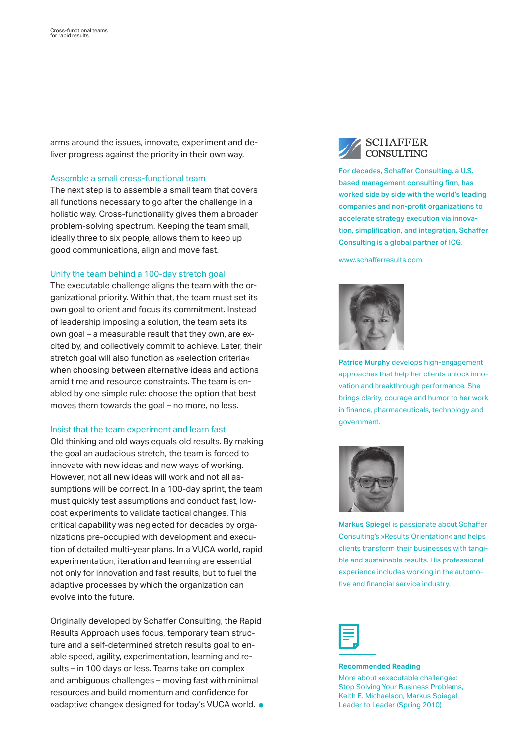arms around the issues, innovate, experiment and deliver progress against the priority in their own way.

### Assemble a small cross-functional team

The next step is to assemble a small team that covers all functions necessary to go after the challenge in a holistic way. Cross-functionality gives them a broader problem-solving spectrum. Keeping the team small, ideally three to six people, allows them to keep up good communications, align and move fast.

### Unify the team behind a 100-day stretch goal

The executable challenge aligns the team with the organizational priority. Within that, the team must set its own goal to orient and focus its commitment. Instead of leadership imposing a solution, the team sets its own goal – a measurable result that they own, are excited by, and collectively commit to achieve. Later, their stretch goal will also function as »selection criteria« when choosing between alternative ideas and actions amid time and resource constraints. The team is enabled by one simple rule: choose the option that best moves them towards the goal – no more, no less.

### Insist that the team experiment and learn fast

Old thinking and old ways equals old results. By making the goal an audacious stretch, the team is forced to innovate with new ideas and new ways of working. However, not all new ideas will work and not all assumptions will be correct. In a 100-day sprint, the team must quickly test assumptions and conduct fast, low-cost experiments to validate tactical changes. This critical capability was neglected for decades by organizations pre-occupied with development and execution of detailed multi-year plans. In a VUCA world, rapid experimentation, iteration and learning are essential not only for innovation and fast results, but to fuel the adaptive processes by which the organization can evolve into the future.

Originally developed by Schaffer Consulting, the Rapid Results Approach uses focus, temporary team structure and a self-determined stretch results goal to enable speed, agility, experimentation, learning and results – in 100 days or less. Teams take on complex and ambiguous challenges – moving fast with minimal resources and build momentum and confidence for »adaptive change« designed for today's VUCA world.

**SCHAFFER CONSULTING**

For decades, Schaffer Consulting, a U.S. based management consulting firm, has worked side by side with the world's leading companies and non-profit organizations to accelerate strategy execution via innovation, simplification, and integration. Schaffer Consulting is a global partner of ICG.

www.schafferresults.com

**Patrice Murphy** develops high-engagement approaches that help her clients unlock innovation and breakthrough performance. She brings clarity, courage and humor to her work in finance, pharmaceuticals, technology and government.

**Markus Spiegel** is passionate about Schaffer Consulting's »Results Orientation« and helps clients transform their businesses with tangible and sustainable results. His professional experience includes working in the automotive and financial service industry.

**Recommended Reading**

More about »executable challenge«:
Stop Solving Your Business Problems,
Keith E. Michaelson, Markus Spiegel,
Leader to Leader (Spring 2010)